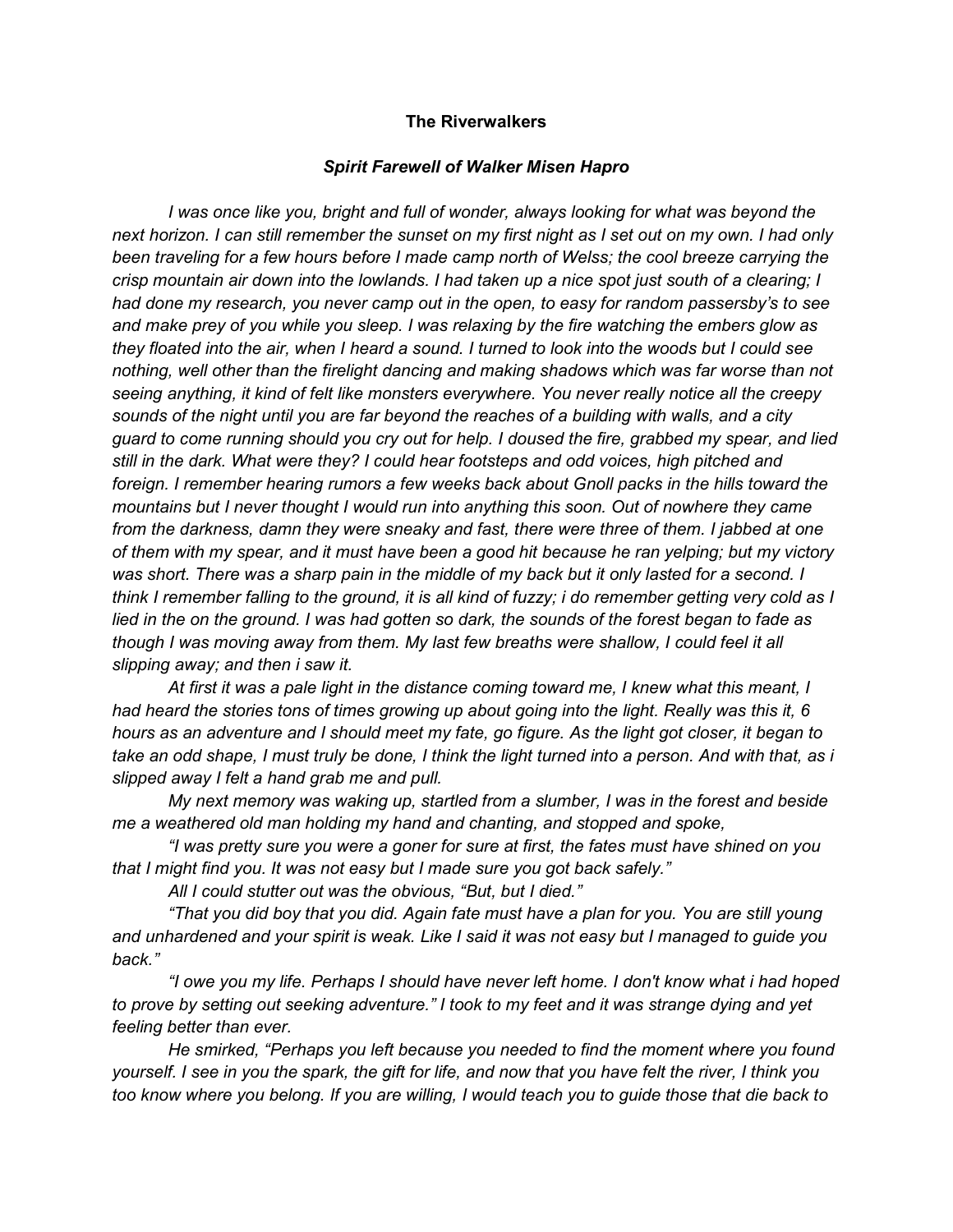**The Riverwalkers**

***Spirit Farewell of Walker Misen Hapro***

*I was once like you, bright and full of wonder, always looking for what was beyond the next horizon. I can still remember the sunset on my first night as I set out on my own. I had only been traveling for a few hours before I made camp north of Welss; the cool breeze carrying the crisp mountain air down into the lowlands. I had taken up a nice spot just south of a clearing; I had done my research, you never camp out in the open, to easy for random passersby's to see and make prey of you while you sleep. I was relaxing by the fire watching the embers glow as they floated into the air, when I heard a sound. I turned to look into the woods but I could see nothing, well other than the firelight dancing and making shadows which was far worse than not seeing anything, it kind of felt like monsters everywhere. You never really notice all the creepy sounds of the night until you are far beyond the reaches of a building with walls, and a city guard to come running should you cry out for help. I doused the fire, grabbed my spear, and lied still in the dark. What were they? I could hear footsteps and odd voices, high pitched and foreign. I remember hearing rumors a few weeks back about Gnoll packs in the hills toward the mountains but I never thought I would run into anything this soon. Out of nowhere they came from the darkness, damn they were sneaky and fast, there were three of them. I jabbed at one of them with my spear, and it must have been a good hit because he ran yelping; but my victory was short. There was a sharp pain in the middle of my back but it only lasted for a second. I think I remember falling to the ground, it is all kind of fuzzy; i do remember getting very cold as I lied in the on the ground. I was had gotten so dark, the sounds of the forest began to fade as though I was moving away from them. My last few breaths were shallow, I could feel it all slipping away; and then i saw it.*

*At first it was a pale light in the distance coming toward me, I knew what this meant, I had heard the stories tons of times growing up about going into the light. Really was this it, 6 hours as an adventure and I should meet my fate, go figure. As the light got closer, it began to take an odd shape, I must truly be done, I think the light turned into a person. And with that, as i slipped away I felt a hand grab me and pull.*

*My next memory was waking up, startled from a slumber, I was in the forest and beside me a weathered old man holding my hand and chanting, and stopped and spoke,*

*"I was pretty sure you were a goner for sure at first, the fates must have shined on you that I might find you. It was not easy but I made sure you got back safely."*

*All I could stutter out was the obvious, "But, but I died."*

*"That you did boy that you did. Again fate must have a plan for you. You are still young and unhardened and your spirit is weak. Like I said it was not easy but I managed to guide you back."*

*"I owe you my life. Perhaps I should have never left home. I don't know what i had hoped to prove by setting out seeking adventure." I took to my feet and it was strange dying and yet feeling better than ever.*

*He smirked, "Perhaps you left because you needed to find the moment where you found yourself. I see in you the spark, the gift for life, and now that you have felt the river, I think you too know where you belong. If you are willing, I would teach you to guide those that die back to*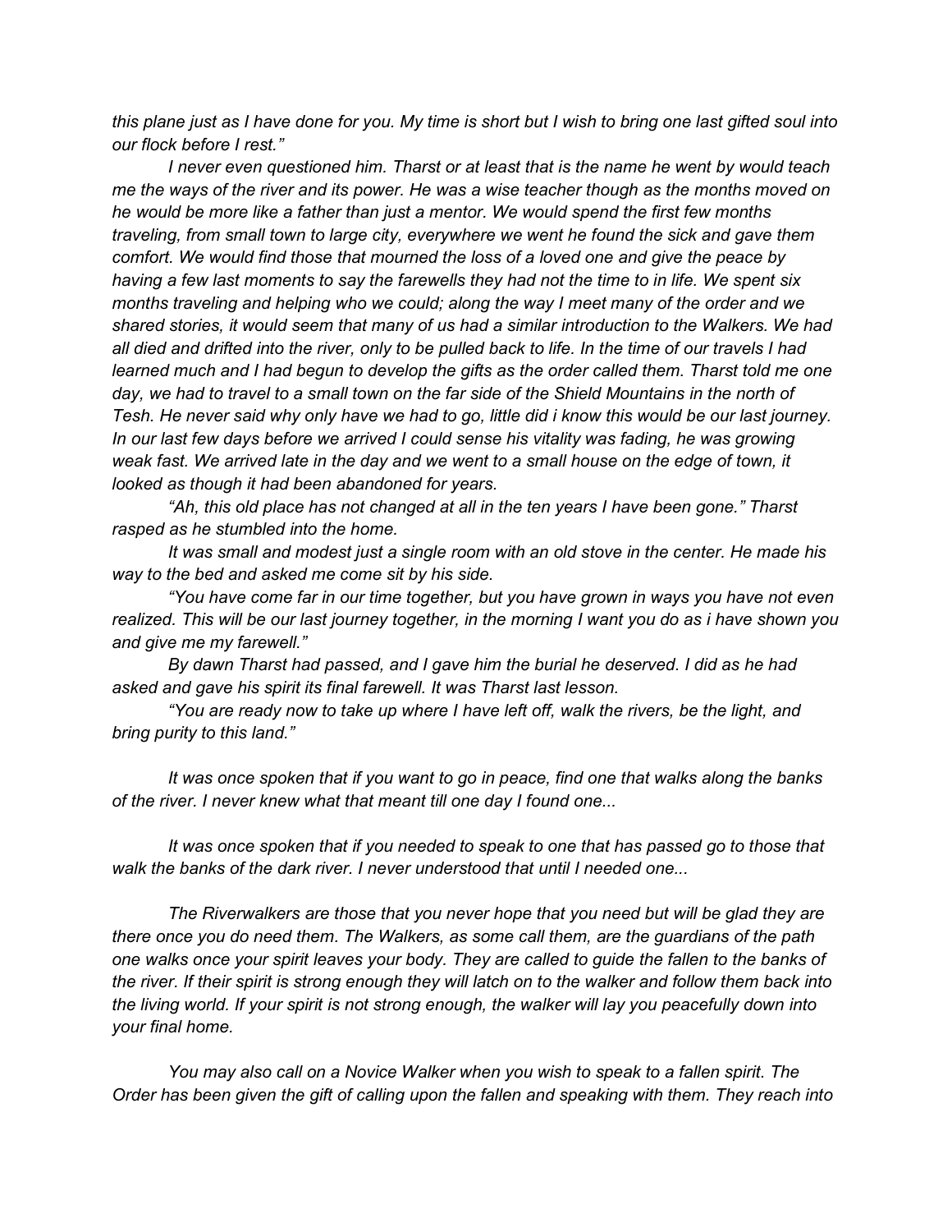*this plane just as I have done for you. My time is short but I wish to bring one last gifted soul into our flock before I rest."*

*I never even questioned him. Tharst or at least that is the name he went by would teach me the ways of the river and its power. He was a wise teacher though as the months moved on he would be more like a father than just a mentor. We would spend the first few months traveling, from small town to large city, everywhere we went he found the sick and gave them comfort. We would find those that mourned the loss of a loved one and give the peace by having a few last moments to say the farewells they had not the time to in life. We spent six months traveling and helping who we could; along the way I meet many of the order and we shared stories, it would seem that many of us had a similar introduction to the Walkers. We had all died and drifted into the river, only to be pulled back to life. In the time of our travels I had learned much and I had begun to develop the gifts as the order called them. Tharst told me one day, we had to travel to a small town on the far side of the Shield Mountains in the north of Tesh. He never said why only have we had to go, little did i know this would be our last journey. In our last few days before we arrived I could sense his vitality was fading, he was growing weak fast. We arrived late in the day and we went to a small house on the edge of town, it looked as though it had been abandoned for years.*

*"Ah, this old place has not changed at all in the ten years I have been gone." Tharst rasped as he stumbled into the home.*

*It was small and modest just a single room with an old stove in the center. He made his way to the bed and asked me come sit by his side.*

*"You have come far in our time together, but you have grown in ways you have not even realized. This will be our last journey together, in the morning I want you do as i have shown you and give me my farewell."*

*By dawn Tharst had passed, and I gave him the burial he deserved. I did as he had asked and gave his spirit its final farewell. It was Tharst last lesson.*

*"You are ready now to take up where I have left off, walk the rivers, be the light, and bring purity to this land."*

*It was once spoken that if you want to go in peace, find one that walks along the banks of the river. I never knew what that meant till one day I found one...*

*It was once spoken that if you needed to speak to one that has passed go to those that walk the banks of the dark river. I never understood that until I needed one...*

*The Riverwalkers are those that you never hope that you need but will be glad they are there once you do need them. The Walkers, as some call them, are the guardians of the path one walks once your spirit leaves your body. They are called to guide the fallen to the banks of the river. If their spirit is strong enough they will latch on to the walker and follow them back into the living world. If your spirit is not strong enough, the walker will lay you peacefully down into your final home.*

*You may also call on a Novice Walker when you wish to speak to a fallen spirit. The Order has been given the gift of calling upon the fallen and speaking with them. They reach into*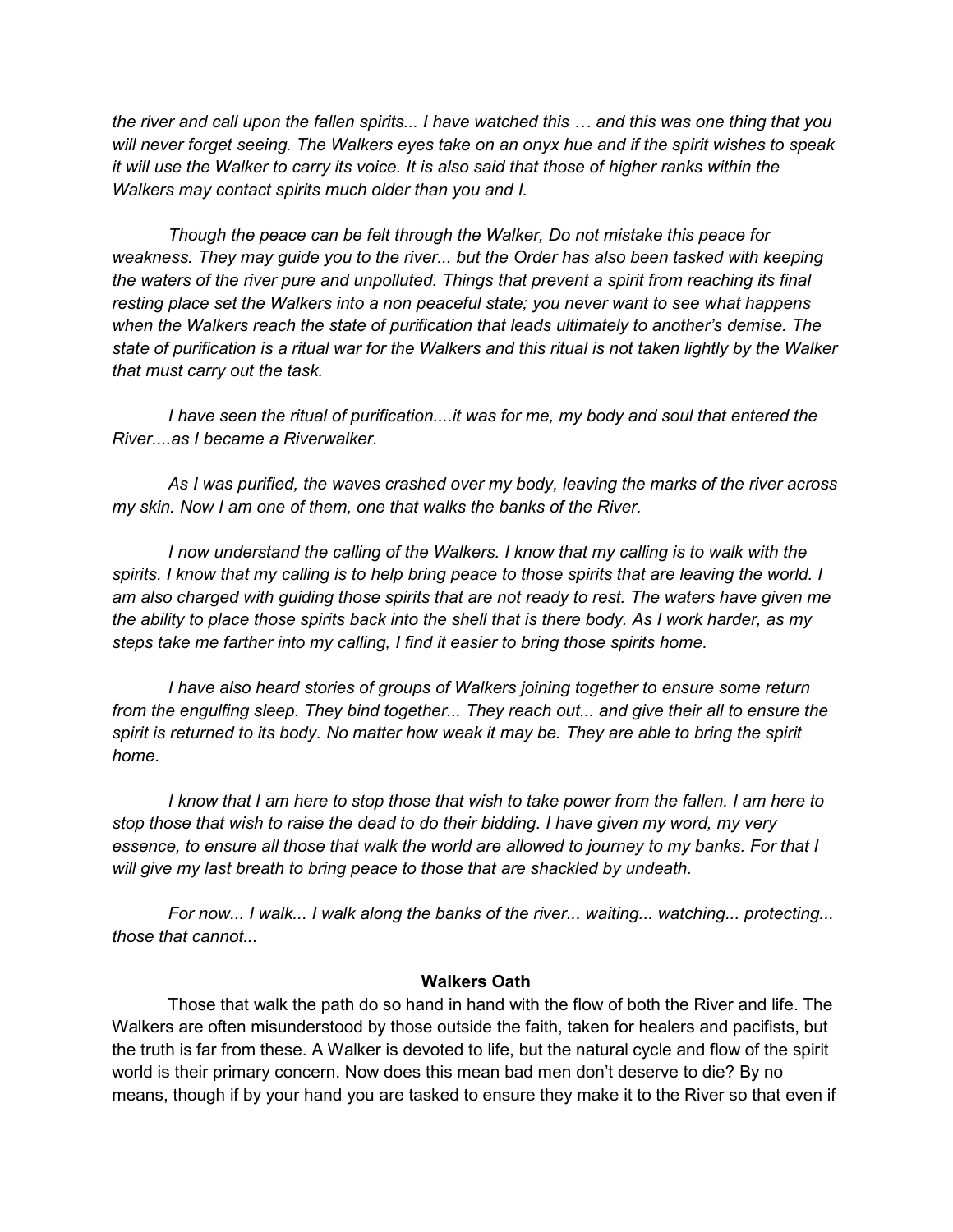*the river and call upon the fallen spirits... I have watched this … and this was one thing that you will never forget seeing. The Walkers eyes take on an onyx hue and if the spirit wishes to speak it will use the Walker to carry its voice. It is also said that those of higher ranks within the Walkers may contact spirits much older than you and I.*

*Though the peace can be felt through the Walker, Do not mistake this peace for weakness. They may guide you to the river... but the Order has also been tasked with keeping the waters of the river pure and unpolluted. Things that prevent a spirit from reaching its final resting place set the Walkers into a non peaceful state; you never want to see what happens when the Walkers reach the state of purification that leads ultimately to another's demise. The state of purification is a ritual war for the Walkers and this ritual is not taken lightly by the Walker that must carry out the task.*

*I have seen the ritual of purification....it was for me, my body and soul that entered the River....as I became a Riverwalker.*

*As I was purified, the waves crashed over my body, leaving the marks of the river across my skin. Now I am one of them, one that walks the banks of the River.*

*I now understand the calling of the Walkers. I know that my calling is to walk with the spirits. I know that my calling is to help bring peace to those spirits that are leaving the world. I am also charged with guiding those spirits that are not ready to rest. The waters have given me the ability to place those spirits back into the shell that is there body. As I work harder, as my steps take me farther into my calling, I find it easier to bring those spirits home.*

*I have also heard stories of groups of Walkers joining together to ensure some return from the engulfing sleep. They bind together... They reach out... and give their all to ensure the spirit is returned to its body. No matter how weak it may be. They are able to bring the spirit home.*

*I know that I am here to stop those that wish to take power from the fallen. I am here to stop those that wish to raise the dead to do their bidding. I have given my word, my very essence, to ensure all those that walk the world are allowed to journey to my banks. For that I will give my last breath to bring peace to those that are shackled by undeath.*

*For now... I walk... I walk along the banks of the river... waiting... watching... protecting... those that cannot...*

**Walkers Oath**

Those that walk the path do so hand in hand with the flow of both the River and life. The Walkers are often misunderstood by those outside the faith, taken for healers and pacifists, but the truth is far from these. A Walker is devoted to life, but the natural cycle and flow of the spirit world is their primary concern. Now does this mean bad men don't deserve to die? By no means, though if by your hand you are tasked to ensure they make it to the River so that even if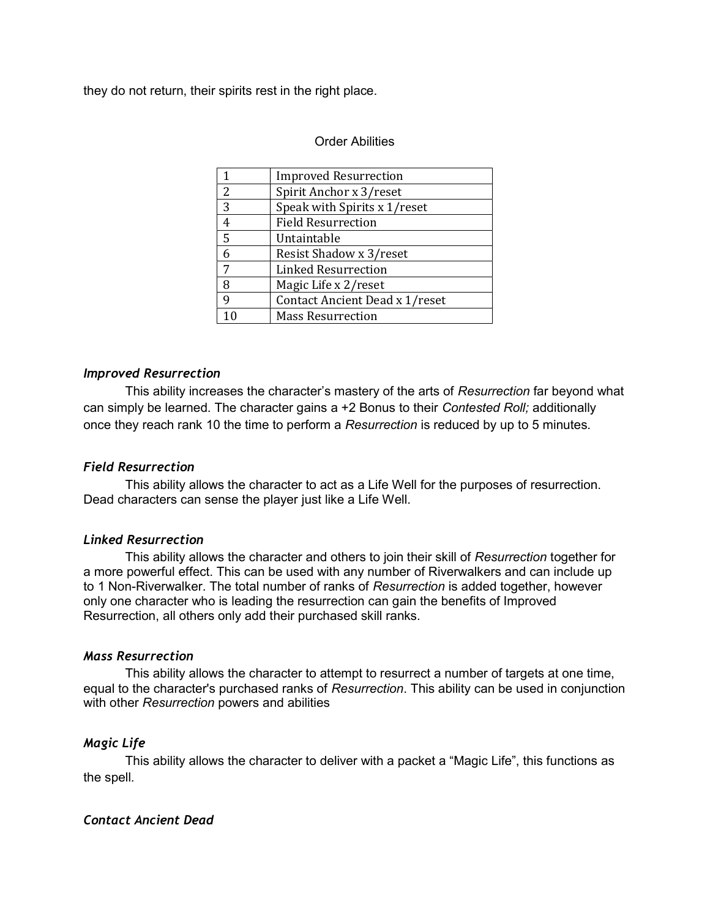they do not return, their spirits rest in the right place.

Order Abilities

| | |
|---|---|
| 1 | Improved Resurrection |
| 2 | Spirit Anchor x 3/reset |
| 3 | Speak with Spirits x 1/reset |
| 4 | Field Resurrection |
| 5 | Untaintable |
| 6 | Resist Shadow x 3/reset |
| 7 | Linked Resurrection |
| 8 | Magic Life x 2/reset |
| 9 | Contact Ancient Dead x 1/reset |
| 10 | Mass Resurrection |

### *Improved Resurrection*

This ability increases the character's mastery of the arts of *Resurrection* far beyond what can simply be learned. The character gains a +2 Bonus to their *Contested Roll;* additionally once they reach rank 10 the time to perform a *Resurrection* is reduced by up to 5 minutes.

### *Field Resurrection*

This ability allows the character to act as a Life Well for the purposes of resurrection. Dead characters can sense the player just like a Life Well.

### *Linked Resurrection*

This ability allows the character and others to join their skill of *Resurrection* together for a more powerful effect. This can be used with any number of Riverwalkers and can include up to 1 Non-Riverwalker. The total number of ranks of *Resurrection* is added together, however only one character who is leading the resurrection can gain the benefits of Improved Resurrection, all others only add their purchased skill ranks.

### *Mass Resurrection*

This ability allows the character to attempt to resurrect a number of targets at one time, equal to the character's purchased ranks of *Resurrection*. This ability can be used in conjunction with other *Resurrection* powers and abilities

### *Magic Life*

This ability allows the character to deliver with a packet a "Magic Life", this functions as the spell.

### *Contact Ancient Dead*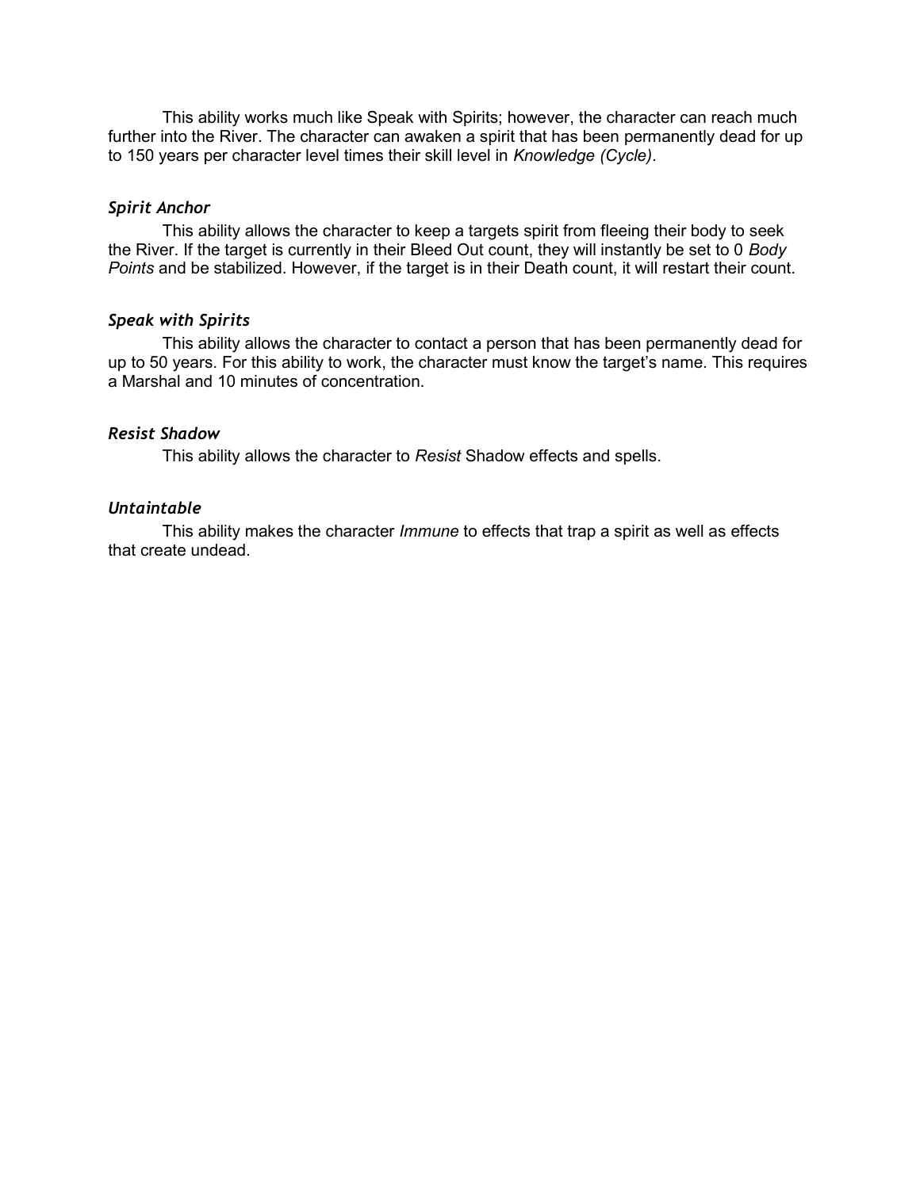This ability works much like Speak with Spirits; however, the character can reach much further into the River. The character can awaken a spirit that has been permanently dead for up to 150 years per character level times their skill level in *Knowledge (Cycle)*.

### *Spirit Anchor*

This ability allows the character to keep a targets spirit from fleeing their body to seek the River. If the target is currently in their Bleed Out count, they will instantly be set to 0 *Body Points* and be stabilized. However, if the target is in their Death count, it will restart their count.

### *Speak with Spirits*

This ability allows the character to contact a person that has been permanently dead for up to 50 years. For this ability to work, the character must know the target's name. This requires a Marshal and 10 minutes of concentration.

### *Resist Shadow*

This ability allows the character to *Resist* Shadow effects and spells.

### *Untaintable*

This ability makes the character *Immune* to effects that trap a spirit as well as effects that create undead.